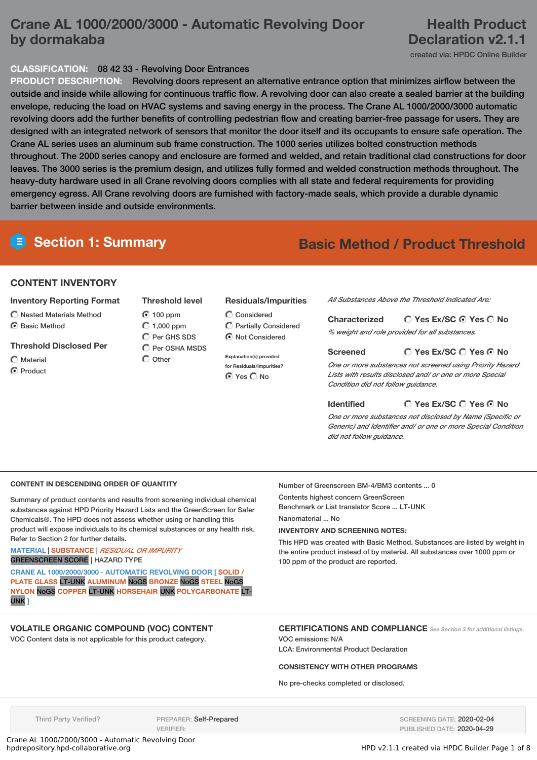# Crane AL 1000/2000/3000 - Automatic Revolving Door by dormakaba

**Health Product Declaration v2.1.1**

created via: HPDC Online Builder

**CLASSIFICATION:** 08 42 33 - Revolving Door Entrances

**PRODUCT DESCRIPTION:** Revolving doors represent an alternative entrance option that minimizes airflow between the outside and inside while allowing for continuous traffic flow. A revolving door can also create a sealed barrier at the building envelope, reducing the load on HVAC systems and saving energy in the process. The Crane AL 1000/2000/3000 automatic revolving doors add the further benefits of controlling pedestrian flow and creating barrier-free passage for users. They are designed with an integrated network of sensors that monitor the door itself and its occupants to ensure safe operation. The Crane AL series uses an aluminum sub frame construction. The 1000 series utilizes bolted construction methods throughout. The 2000 series canopy and enclosure are formed and welded, and retain traditional clad constructions for door leaves. The 3000 series is the premium design, and utilizes fully formed and welded construction methods throughout. The heavy-duty hardware used in all Crane revolving doors complies with all state and federal requirements for providing emergency egress. All Crane revolving doors are furnished with factory-made seals, which provide a durable dynamic barrier between inside and outside environments.

## Section 1: Summary

**Basic Method / Product Threshold**

### CONTENT INVENTORY

**Inventory Reporting Format**
- ○ Nested Materials Method
- ◉ Basic Method

**Threshold Disclosed Per**
- ○ Material
- ◉ Product

**Threshold level**
- ◉ 100 ppm
- ○ 1,000 ppm
- ○ Per GHS SDS
- ○ Per OSHA MSDS
- ○ Other

**Residuals/Impurities**
- ○ Considered
- ○ Partially Considered
- ◉ Not Considered

Explanation(s) provided for Residuals/Impurities?
◉ Yes ○ No

*All Substances Above the Threshold Indicated Are:*

**Characterized** ○ Yes Ex/SC ◉ Yes ○ No
*% weight and role provided for all substances.*

**Screened** ○ Yes Ex/SC ○ Yes ◉ No
*One or more substances not screened using Priority Hazard Lists with results disclosed and/ or one or more Special Condition did not follow guidance.*

**Identified** ○ Yes Ex/SC ○ Yes ◉ No
*One or more substances not disclosed by Name (Specific or Generic) and Identifier and/ or one or more Special Condition did not follow guidance.*

### CONTENT IN DESCENDING ORDER OF QUANTITY

Summary of product contents and results from screening individual chemical substances against HPD Priority Hazard Lists and the GreenScreen for Safer Chemicals®. The HPD does not assess whether using or handling this product will expose individuals to its chemical substances or any health risk. Refer to Section 2 for further details.

MATERIAL | SUBSTANCE | *RESIDUAL OR IMPURITY*
GREENSCREEN SCORE | HAZARD TYPE

CRANE AL 1000/2000/3000 - AUTOMATIC REVOLVING DOOR [ SOLID / PLATE GLASS LT-UNK ALUMINUM NoGS BRONZE NoGS STEEL NoGS NYLON NoGS COPPER LT-UNK HORSEHAIR UNK POLYCARBONATE LT-UNK ]

Number of Greenscreen BM-4/BM3 contents ... 0

Contents highest concern GreenScreen Benchmark or List translator Score ... LT-UNK

Nanomaterial ... No

**INVENTORY AND SCREENING NOTES:**

This HPD was created with Basic Method. Substances are listed by weight in the entire product instead of by material. All substances over 1000 ppm or 100 ppm of the product are reported.

### VOLATILE ORGANIC COMPOUND (VOC) CONTENT

VOC Content data is not applicable for this product category.

### CERTIFICATIONS AND COMPLIANCE

*See Section 3 for additional listings.*

VOC emissions: N/A

LCA: Environmental Product Declaration

### CONSISTENCY WITH OTHER PROGRAMS

No pre-checks completed or disclosed.

Third Party Verified?

PREPARER: Self-Prepared
VERIFIER:

SCREENING DATE: 2020-02-04
PUBLISHED DATE: 2020-04-29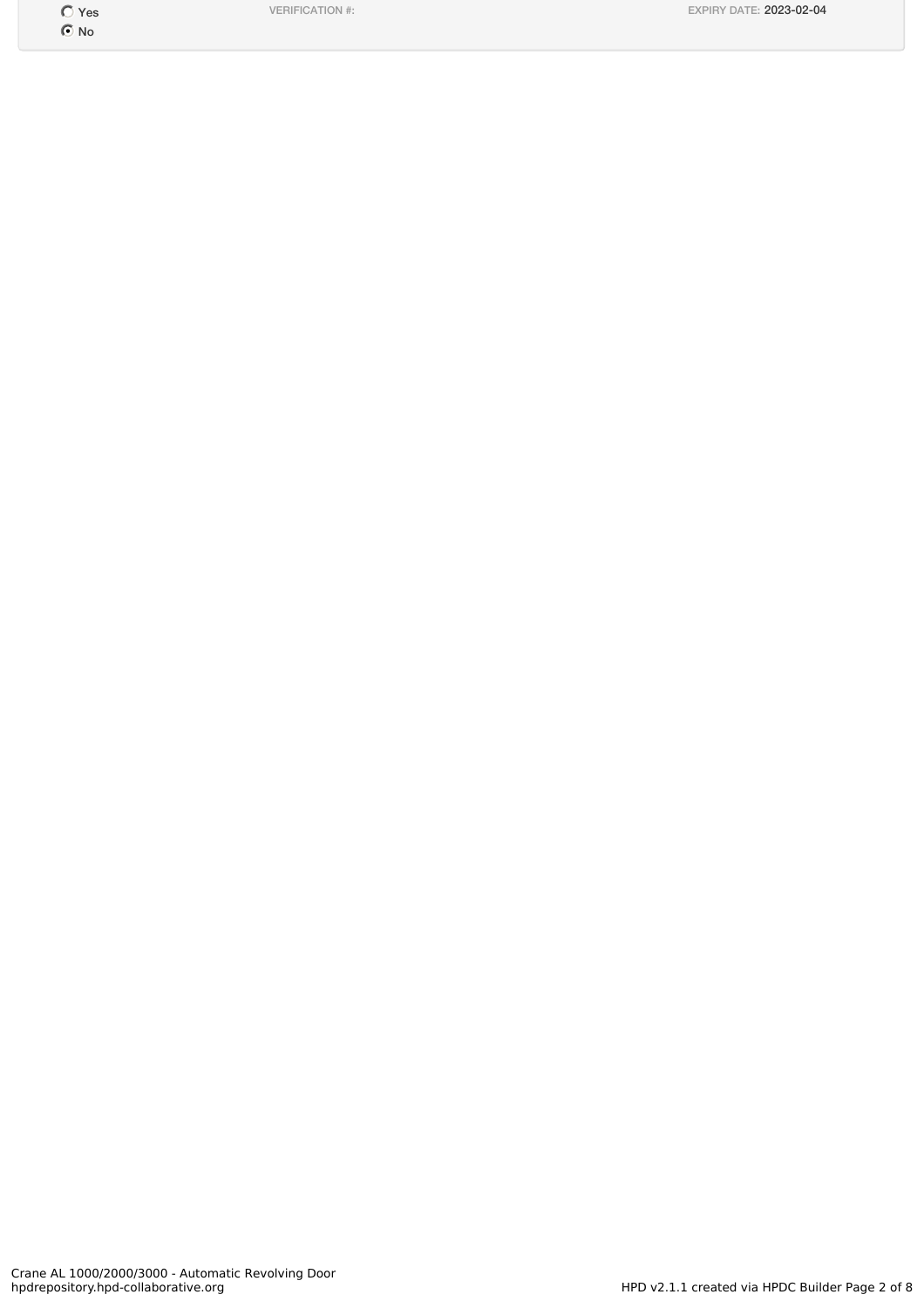| | | |
|---|---|---|
| ◯ Yes<br>◉ No | VERIFICATION #: | EXPIRY DATE: 2023-02-04 |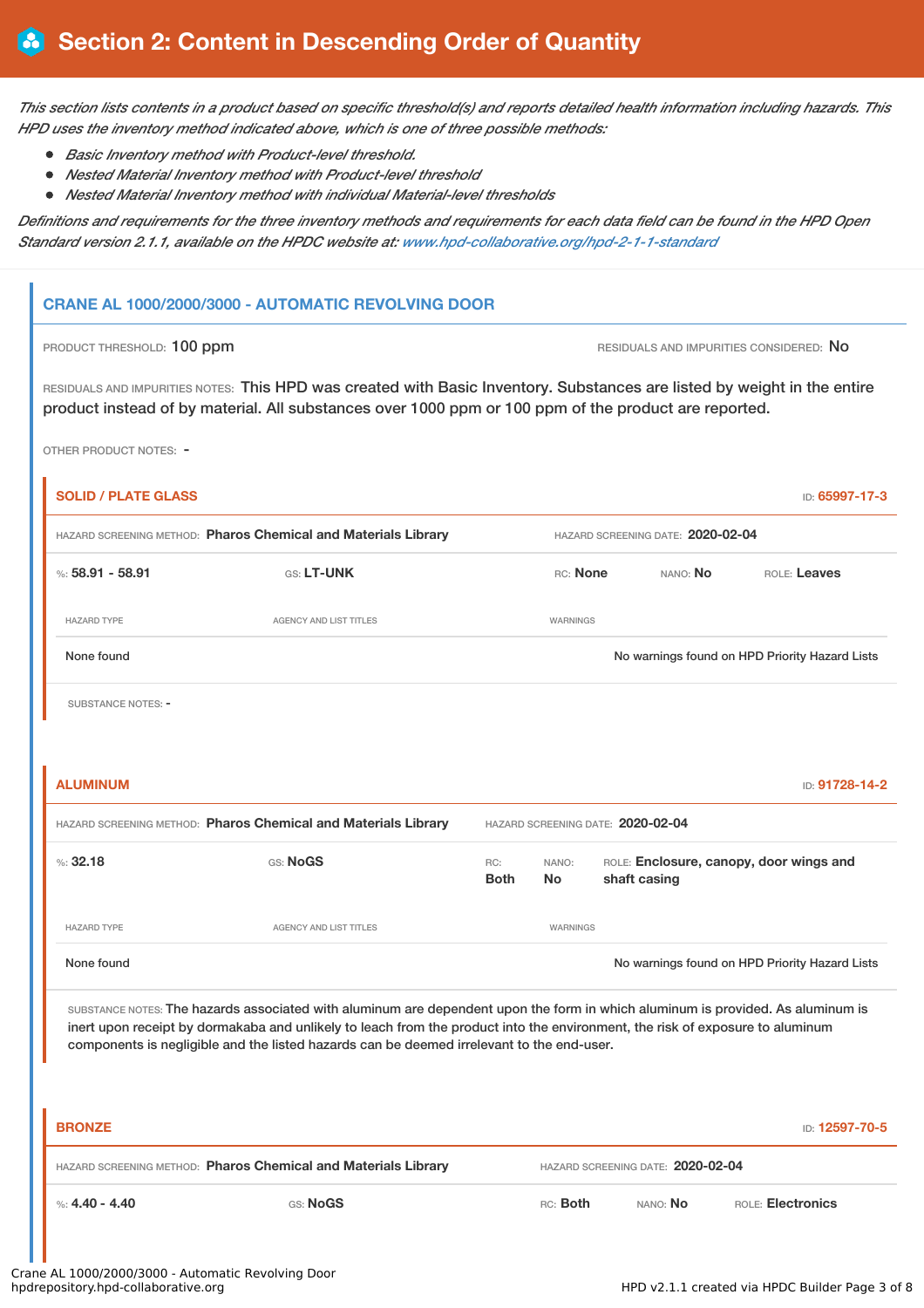# Section 2: Content in Descending Order of Quantity

*This section lists contents in a product based on specific threshold(s) and reports detailed health information including hazards. This HPD uses the inventory method indicated above, which is one of three possible methods:*

- *Basic Inventory method with Product-level threshold.*
- *Nested Material Inventory method with Product-level threshold*
- *Nested Material Inventory method with individual Material-level thresholds*

*Definitions and requirements for the three inventory methods and requirements for each data field can be found in the HPD Open Standard version 2.1.1, available on the HPDC website at: www.hpd-collaborative.org/hpd-2-1-1-standard*

## CRANE AL 1000/2000/3000 - AUTOMATIC REVOLVING DOOR

PRODUCT THRESHOLD: **100 ppm**

RESIDUALS AND IMPURITIES CONSIDERED: **No**

RESIDUALS AND IMPURITIES NOTES: This HPD was created with Basic Inventory. Substances are listed by weight in the entire product instead of by material. All substances over 1000 ppm or 100 ppm of the product are reported.

OTHER PRODUCT NOTES: -

### SOLID / PLATE GLASS

ID: **65997-17-3**

HAZARD SCREENING METHOD: **Pharos Chemical and Materials Library**

HAZARD SCREENING DATE: **2020-02-04**

%: **58.91 - 58.91** | GS: **LT-UNK** | RC: **None** | NANO: **No** | ROLE: **Leaves**

| HAZARD TYPE | AGENCY AND LIST TITLES | WARNINGS |
|---|---|---|
| None found | | No warnings found on HPD Priority Hazard Lists |

SUBSTANCE NOTES: -

### ALUMINUM

ID: **91728-14-2**

HAZARD SCREENING METHOD: **Pharos Chemical and Materials Library**

HAZARD SCREENING DATE: **2020-02-04**

%: **32.18** | GS: **NoGS** | RC: **Both** | NANO: **No** | ROLE: **Enclosure, canopy, door wings and shaft casing**

| HAZARD TYPE | AGENCY AND LIST TITLES | WARNINGS |
|---|---|---|
| None found | | No warnings found on HPD Priority Hazard Lists |

SUBSTANCE NOTES: The hazards associated with aluminum are dependent upon the form in which aluminum is provided. As aluminum is inert upon receipt by dormakaba and unlikely to leach from the product into the environment, the risk of exposure to aluminum components is negligible and the listed hazards can be deemed irrelevant to the end-user.

### BRONZE

ID: **12597-70-5**

HAZARD SCREENING METHOD: **Pharos Chemical and Materials Library**

HAZARD SCREENING DATE: **2020-02-04**

%: **4.40 - 4.40** | GS: **NoGS** | RC: **Both** | NANO: **No** | ROLE: **Electronics**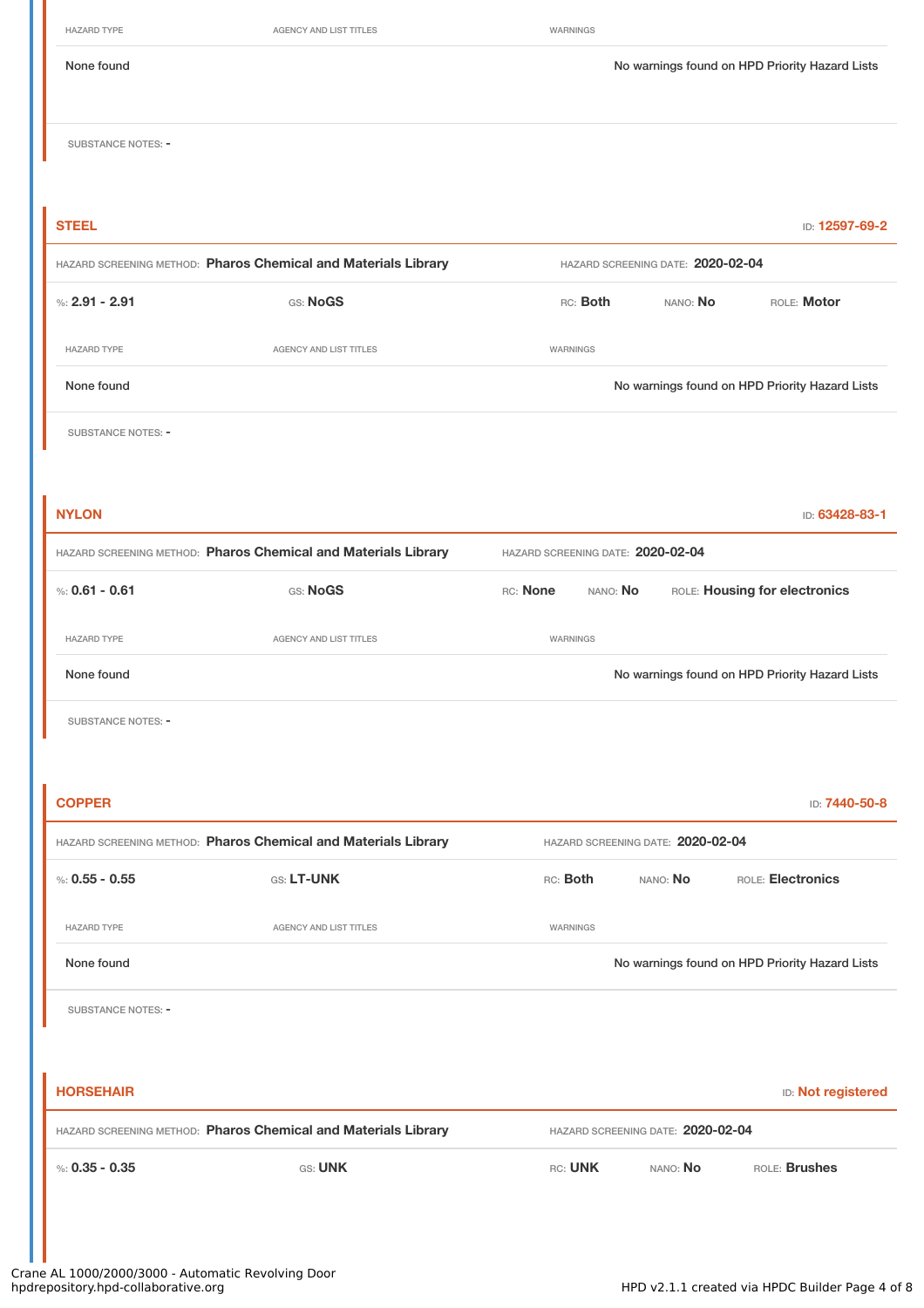| HAZARD TYPE | AGENCY AND LIST TITLES | WARNINGS |
| --- | --- | --- |
| None found | | No warnings found on HPD Priority Hazard Lists |

SUBSTANCE NOTES: -

**STEEL** ID: **12597-69-2**

HAZARD SCREENING METHOD: **Pharos Chemical and Materials Library** HAZARD SCREENING DATE: **2020-02-04**

%: **2.91 - 2.91** GS: **NoGS** RC: **Both** NANO: **No** ROLE: **Motor**

| HAZARD TYPE | AGENCY AND LIST TITLES | WARNINGS |
| --- | --- | --- |
| None found | | No warnings found on HPD Priority Hazard Lists |

SUBSTANCE NOTES: -

**NYLON** ID: **63428-83-1**

HAZARD SCREENING METHOD: **Pharos Chemical and Materials Library** HAZARD SCREENING DATE: **2020-02-04**

%: **0.61 - 0.61** GS: **NoGS** RC: **None** NANO: **No** ROLE: **Housing for electronics**

| HAZARD TYPE | AGENCY AND LIST TITLES | WARNINGS |
| --- | --- | --- |
| None found | | No warnings found on HPD Priority Hazard Lists |

SUBSTANCE NOTES: -

**COPPER** ID: **7440-50-8**

HAZARD SCREENING METHOD: **Pharos Chemical and Materials Library** HAZARD SCREENING DATE: **2020-02-04**

%: **0.55 - 0.55** GS: **LT-UNK** RC: **Both** NANO: **No** ROLE: **Electronics**

| HAZARD TYPE | AGENCY AND LIST TITLES | WARNINGS |
| --- | --- | --- |
| None found | | No warnings found on HPD Priority Hazard Lists |

SUBSTANCE NOTES: -

**HORSEHAIR** ID: **Not registered**

HAZARD SCREENING METHOD: **Pharos Chemical and Materials Library** HAZARD SCREENING DATE: **2020-02-04**

%: **0.35 - 0.35** GS: **UNK** RC: **UNK** NANO: **No** ROLE: **Brushes**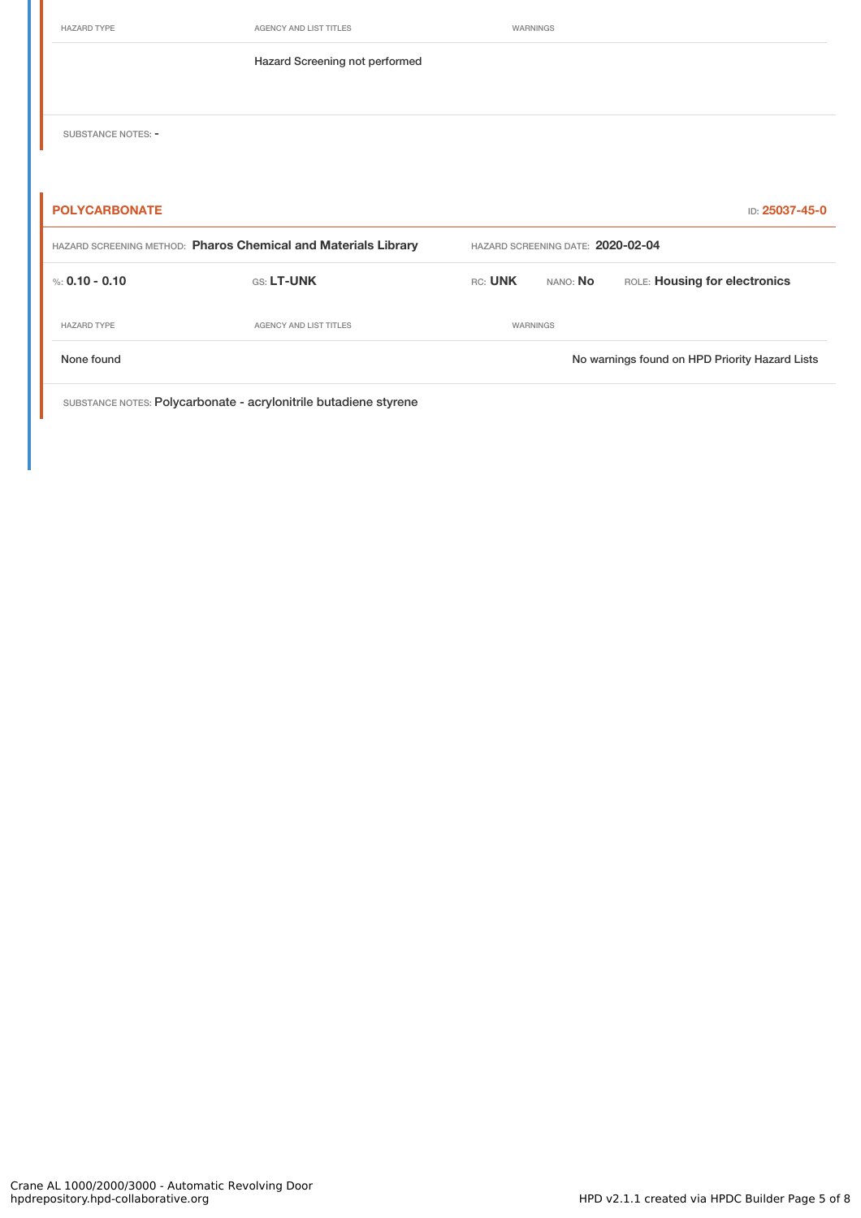| HAZARD TYPE | AGENCY AND LIST TITLES | WARNINGS |
| --- | --- | --- |
| | Hazard Screening not performed | |

SUBSTANCE NOTES: -

**POLYCARBONATE** ID: **25037-45-0**

HAZARD SCREENING METHOD: **Pharos Chemical and Materials Library** HAZARD SCREENING DATE: **2020-02-04**

%: **0.10 - 0.10** GS: **LT-UNK** RC: **UNK** NANO: **No** ROLE: **Housing for electronics**

| HAZARD TYPE | AGENCY AND LIST TITLES | WARNINGS |
| --- | --- | --- |
| None found | | No warnings found on HPD Priority Hazard Lists |

SUBSTANCE NOTES: Polycarbonate - acrylonitrile butadiene styrene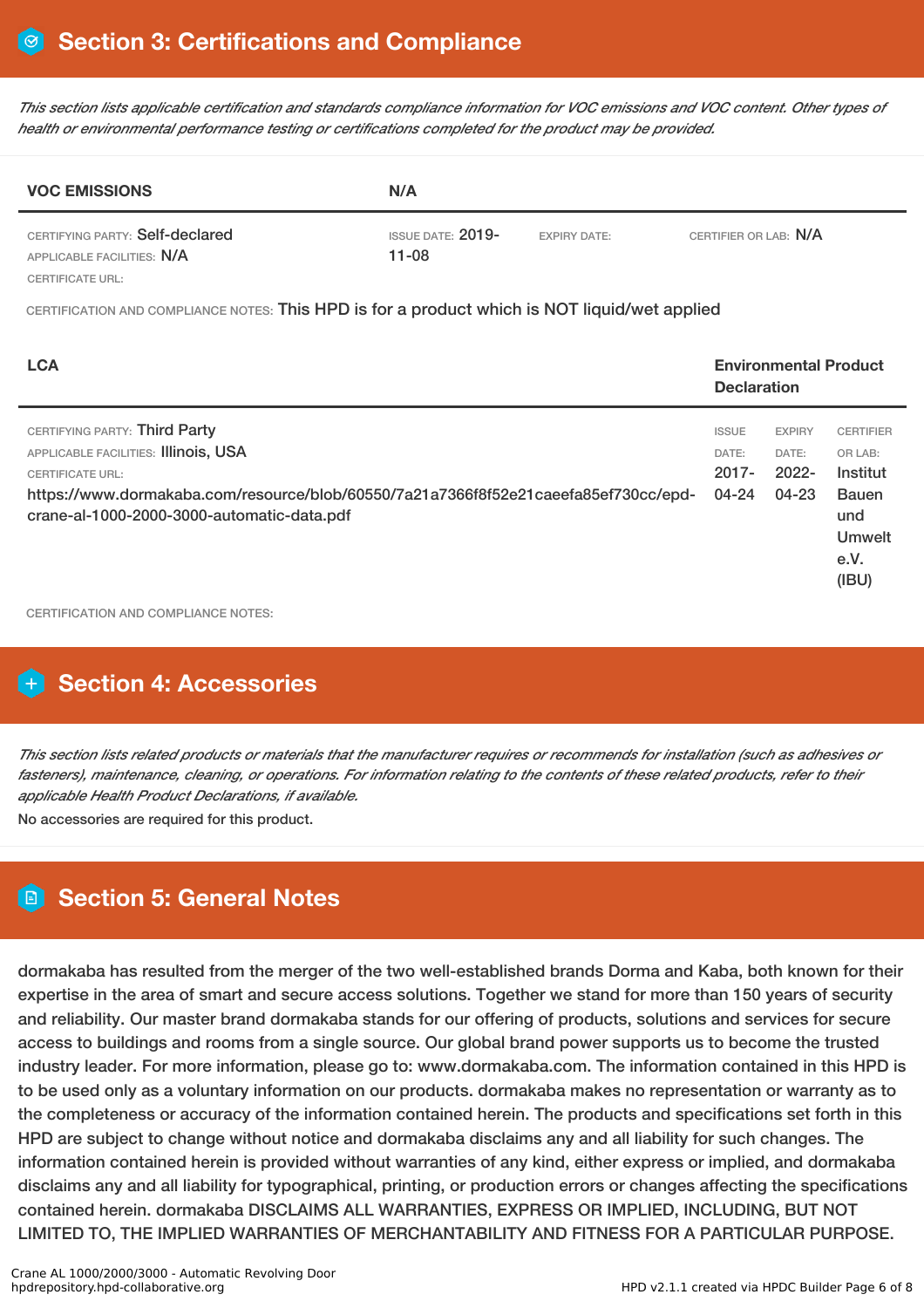## Section 3: Certifications and Compliance

*This section lists applicable certification and standards compliance information for VOC emissions and VOC content. Other types of health or environmental performance testing or certifications completed for the product may be provided.*

| VOC EMISSIONS | N/A | | |
|---|---|---|---|
| CERTIFYING PARTY: Self-declared<br>APPLICABLE FACILITIES: N/A<br>CERTIFICATE URL: | ISSUE DATE: 2019-11-08 | EXPIRY DATE: | CERTIFIER OR LAB: N/A |

CERTIFICATION AND COMPLIANCE NOTES: This HPD is for a product which is NOT liquid/wet applied

| LCA | Environmental Product Declaration | | |
|---|---|---|---|
| CERTIFYING PARTY: Third Party<br>APPLICABLE FACILITIES: Illinois, USA<br>CERTIFICATE URL:<br>https://www.dormakaba.com/resource/blob/60550/7a21a7366f8f52e21caeefa85ef730cc/epd-crane-al-1000-2000-3000-automatic-data.pdf | ISSUE DATE: 2017-04-24 | EXPIRY DATE: 2022-04-23 | CERTIFIER OR LAB: Institut Bauen und Umwelt e.V. (IBU) |

CERTIFICATION AND COMPLIANCE NOTES:

## Section 4: Accessories

*This section lists related products or materials that the manufacturer requires or recommends for installation (such as adhesives or fasteners), maintenance, cleaning, or operations. For information relating to the contents of these related products, refer to their applicable Health Product Declarations, if available.*

No accessories are required for this product.

## Section 5: General Notes

dormakaba has resulted from the merger of the two well-established brands Dorma and Kaba, both known for their expertise in the area of smart and secure access solutions. Together we stand for more than 150 years of security and reliability. Our master brand dormakaba stands for our offering of products, solutions and services for secure access to buildings and rooms from a single source. Our global brand power supports us to become the trusted industry leader. For more information, please go to: www.dormakaba.com. The information contained in this HPD is to be used only as a voluntary information on our products. dormakaba makes no representation or warranty as to the completeness or accuracy of the information contained herein. The products and specifications set forth in this HPD are subject to change without notice and dormakaba disclaims any and all liability for such changes. The information contained herein is provided without warranties of any kind, either express or implied, and dormakaba disclaims any and all liability for typographical, printing, or production errors or changes affecting the specifications contained herein. dormakaba DISCLAIMS ALL WARRANTIES, EXPRESS OR IMPLIED, INCLUDING, BUT NOT LIMITED TO, THE IMPLIED WARRANTIES OF MERCHANTABILITY AND FITNESS FOR A PARTICULAR PURPOSE.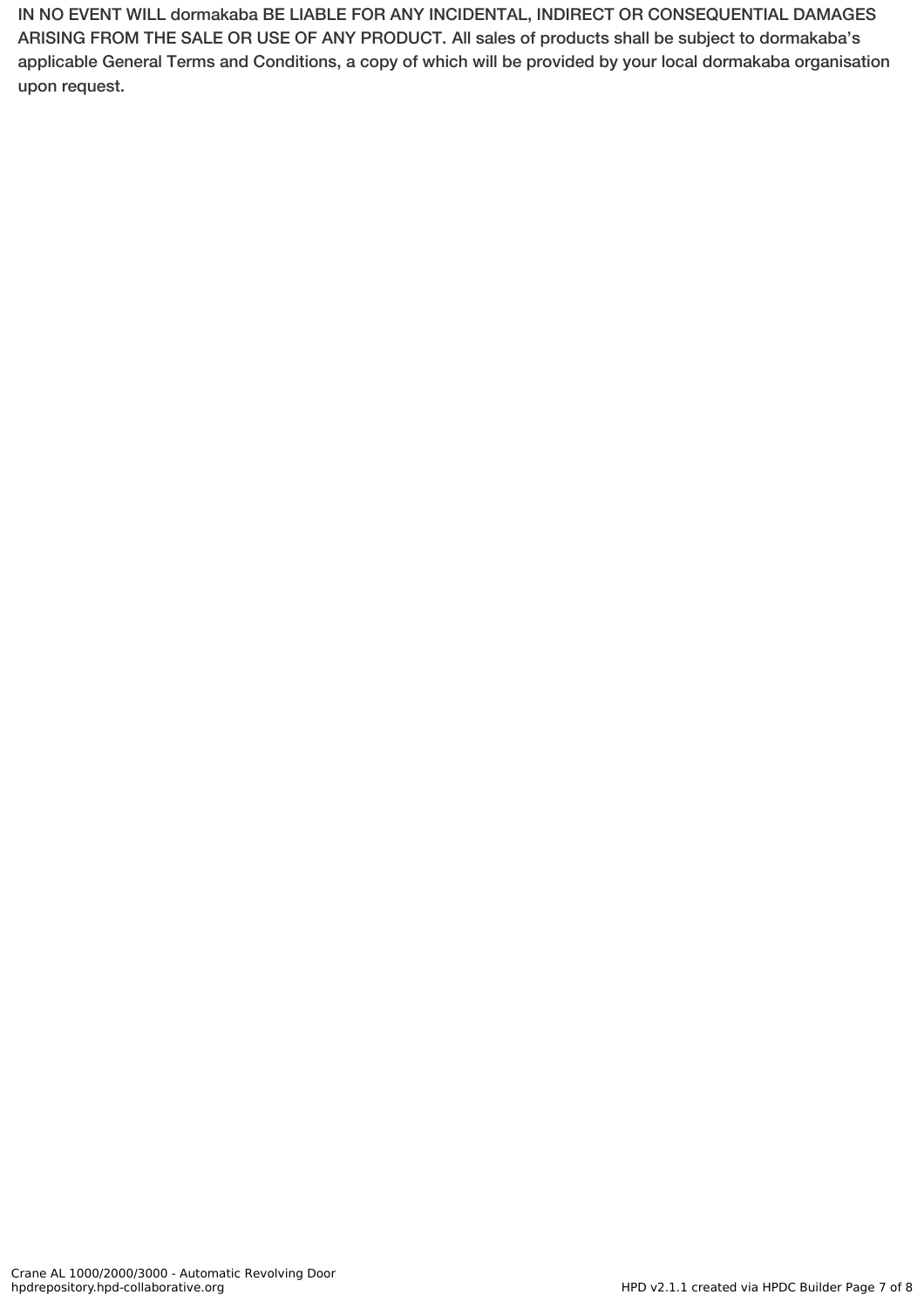**IN NO EVENT WILL dormakaba BE LIABLE FOR ANY INCIDENTAL, INDIRECT OR CONSEQUENTIAL DAMAGES ARISING FROM THE SALE OR USE OF ANY PRODUCT. All sales of products shall be subject to dormakaba's applicable General Terms and Conditions, a copy of which will be provided by your local dormakaba organisation upon request.**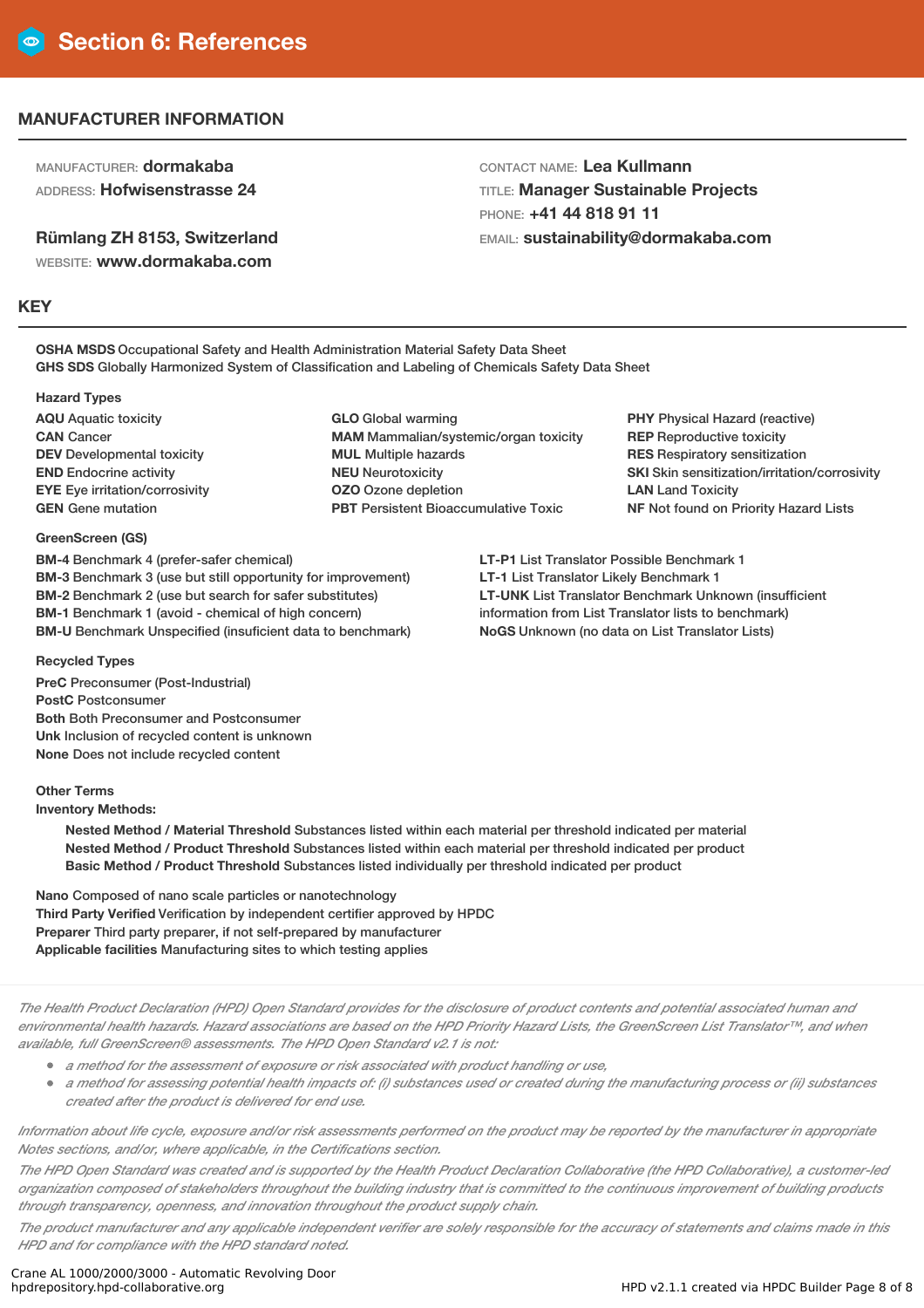# Section 6: References

## MANUFACTURER INFORMATION

MANUFACTURER: **dormakaba**
ADDRESS: **Hofwisenstrasse 24**

**Rümlang ZH 8153, Switzerland**
WEBSITE: **www.dormakaba.com**

CONTACT NAME: **Lea Kullmann**
TITLE: **Manager Sustainable Projects**
PHONE: **+41 44 818 91 11**
EMAIL: **sustainability@dormakaba.com**

## KEY

**OSHA MSDS** Occupational Safety and Health Administration Material Safety Data Sheet
**GHS SDS** Globally Harmonized System of Classification and Labeling of Chemicals Safety Data Sheet

**Hazard Types**

**AQU** Aquatic toxicity
**CAN** Cancer
**DEV** Developmental toxicity
**END** Endocrine activity
**EYE** Eye irritation/corrosivity
**GEN** Gene mutation
**GLO** Global warming
**MAM** Mammalian/systemic/organ toxicity
**MUL** Multiple hazards
**NEU** Neurotoxicity
**OZO** Ozone depletion
**PBT** Persistent Bioaccumulative Toxic
**PHY** Physical Hazard (reactive)
**REP** Reproductive toxicity
**RES** Respiratory sensitization
**SKI** Skin sensitization/irritation/corrosivity
**LAN** Land Toxicity
**NF** Not found on Priority Hazard Lists

**GreenScreen (GS)**

**BM-4** Benchmark 4 (prefer-safer chemical)
**BM-3** Benchmark 3 (use but still opportunity for improvement)
**BM-2** Benchmark 2 (use but search for safer substitutes)
**BM-1** Benchmark 1 (avoid - chemical of high concern)
**BM-U** Benchmark Unspecified (insuficient data to benchmark)
**LT-P1** List Translator Possible Benchmark 1
**LT-1** List Translator Likely Benchmark 1
**LT-UNK** List Translator Benchmark Unknown (insufficient information from List Translator lists to benchmark)
**NoGS** Unknown (no data on List Translator Lists)

**Recycled Types**

**PreC** Preconsumer (Post-Industrial)
**PostC** Postconsumer
**Both** Both Preconsumer and Postconsumer
**Unk** Inclusion of recycled content is unknown
**None** Does not include recycled content

**Other Terms**
**Inventory Methods:**

**Nested Method / Material Threshold** Substances listed within each material per threshold indicated per material
**Nested Method / Product Threshold** Substances listed within each material per threshold indicated per product
**Basic Method / Product Threshold** Substances listed individually per threshold indicated per product

**Nano** Composed of nano scale particles or nanotechnology
**Third Party Verified** Verification by independent certifier approved by HPDC
**Preparer** Third party preparer, if not self-prepared by manufacturer
**Applicable facilities** Manufacturing sites to which testing applies

*The Health Product Declaration (HPD) Open Standard provides for the disclosure of product contents and potential associated human and environmental health hazards. Hazard associations are based on the HPD Priority Hazard Lists, the GreenScreen List Translator™, and when available, full GreenScreen® assessments. The HPD Open Standard v2.1 is not:*

- *a method for the assessment of exposure or risk associated with product handling or use,*
- *a method for assessing potential health impacts of: (i) substances used or created during the manufacturing process or (ii) substances created after the product is delivered for end use.*

*Information about life cycle, exposure and/or risk assessments performed on the product may be reported by the manufacturer in appropriate Notes sections, and/or, where applicable, in the Certifications section.*

*The HPD Open Standard was created and is supported by the Health Product Declaration Collaborative (the HPD Collaborative), a customer-led organization composed of stakeholders throughout the building industry that is committed to the continuous improvement of building products through transparency, openness, and innovation throughout the product supply chain.*

*The product manufacturer and any applicable independent verifier are solely responsible for the accuracy of statements and claims made in this HPD and for compliance with the HPD standard noted.*